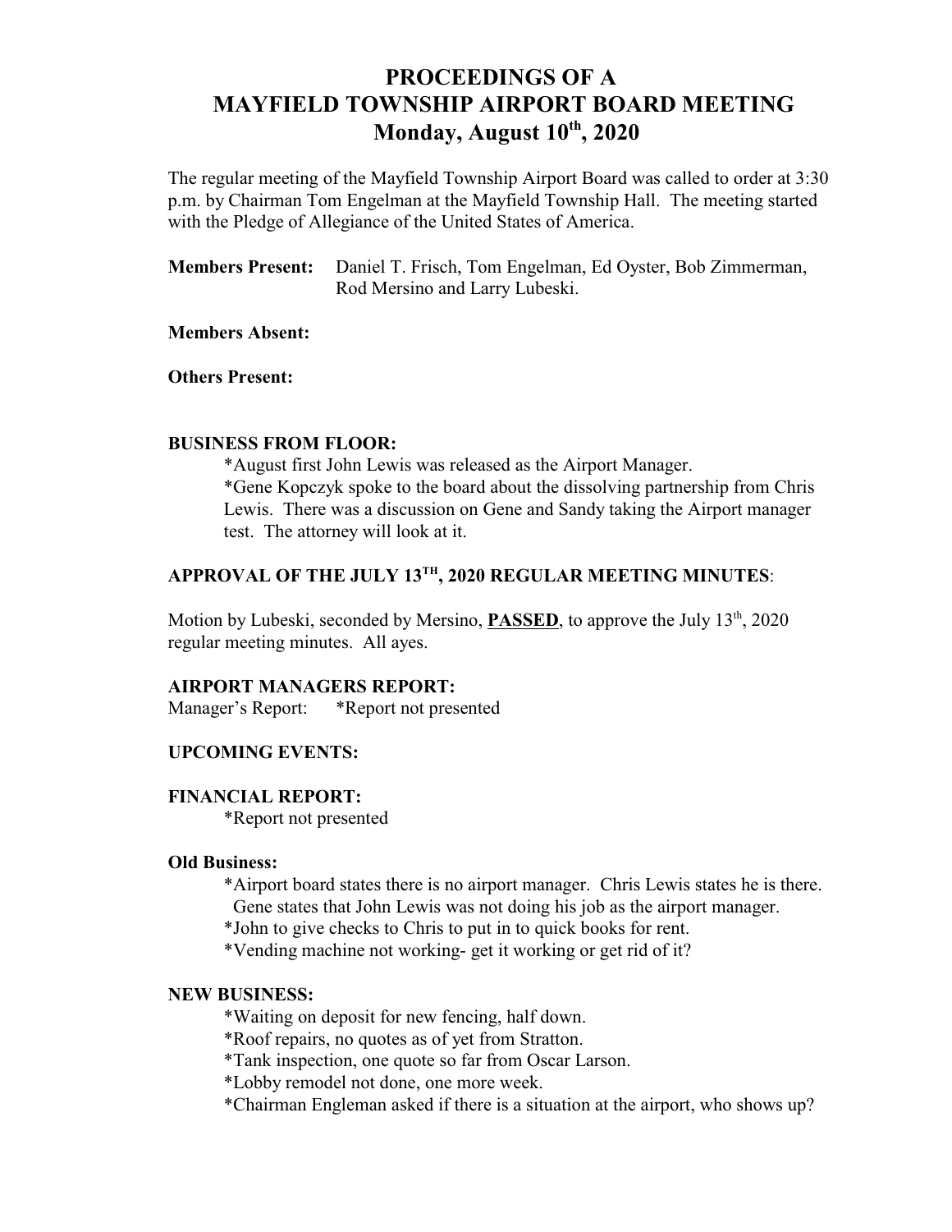# PROCEEDINGS OF A MAYFIELD TOWNSHIP AIRPORT BOARD MEETING
## Monday, August 10th, 2020

The regular meeting of the Mayfield Township Airport Board was called to order at 3:30 p.m. by Chairman Tom Engelman at the Mayfield Township Hall. The meeting started with the Pledge of Allegiance of the United States of America.

**Members Present:** Daniel T. Frisch, Tom Engelman, Ed Oyster, Bob Zimmerman, Rod Mersino and Larry Lubeski.

**Members Absent:**

**Others Present:**

### BUSINESS FROM FLOOR:

*August first John Lewis was released as the Airport Manager.
*Gene Kopczyk spoke to the board about the dissolving partnership from Chris Lewis. There was a discussion on Gene and Sandy taking the Airport manager test. The attorney will look at it.

### APPROVAL OF THE JULY 13TH, 2020 REGULAR MEETING MINUTES:

Motion by Lubeski, seconded by Mersino, **PASSED**, to approve the July 13th, 2020 regular meeting minutes. All ayes.

### AIRPORT MANAGERS REPORT:

Manager's Report: *Report not presented

### UPCOMING EVENTS:

### FINANCIAL REPORT:

*Report not presented

### Old Business:

*Airport board states there is no airport manager. Chris Lewis states he is there. Gene states that John Lewis was not doing his job as the airport manager.
*John to give checks to Chris to put in to quick books for rent.
*Vending machine not working- get it working or get rid of it?

### NEW BUSINESS:

*Waiting on deposit for new fencing, half down.
*Roof repairs, no quotes as of yet from Stratton.
*Tank inspection, one quote so far from Oscar Larson.
*Lobby remodel not done, one more week.
*Chairman Engleman asked if there is a situation at the airport, who shows up?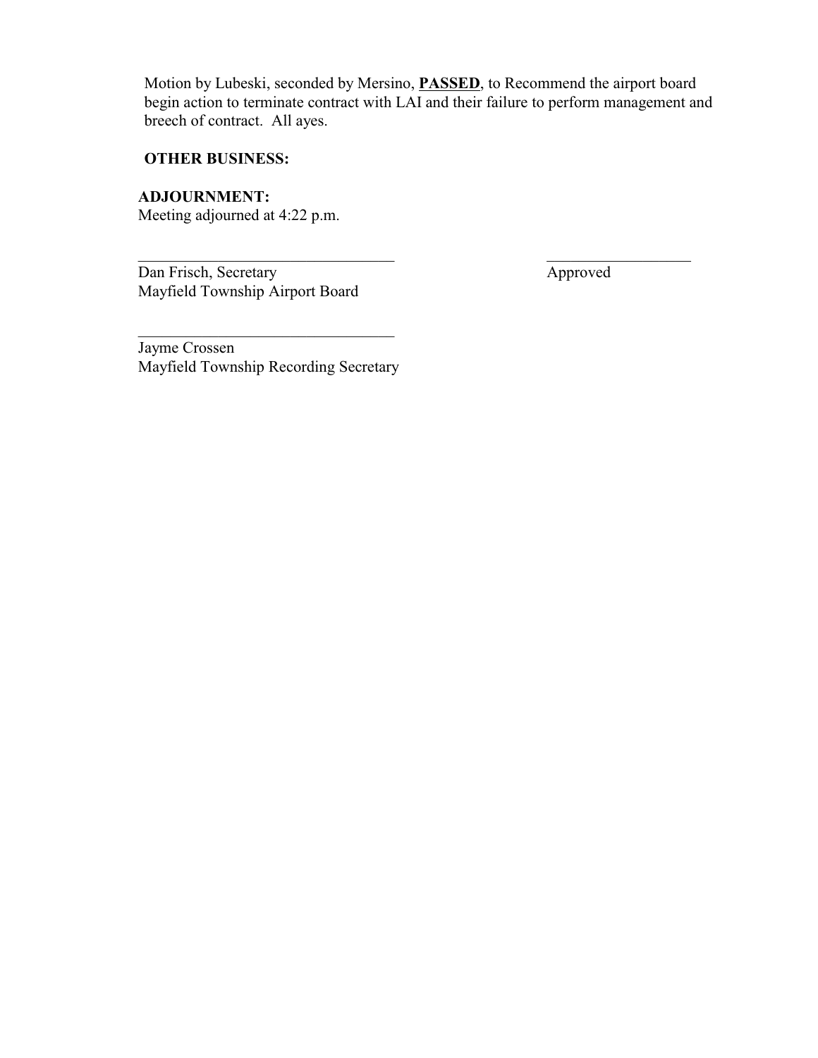Motion by Lubeski, seconded by Mersino, **PASSED**, to Recommend the airport board begin action to terminate contract with LAI and their failure to perform management and breech of contract. All ayes.

**OTHER BUSINESS:**

**ADJOURNMENT:**
Meeting adjourned at 4:22 p.m.

_________________________________ _________________

Dan Frisch, Secretary Approved
Mayfield Township Airport Board

_________________________________

Jayme Crossen
Mayfield Township Recording Secretary